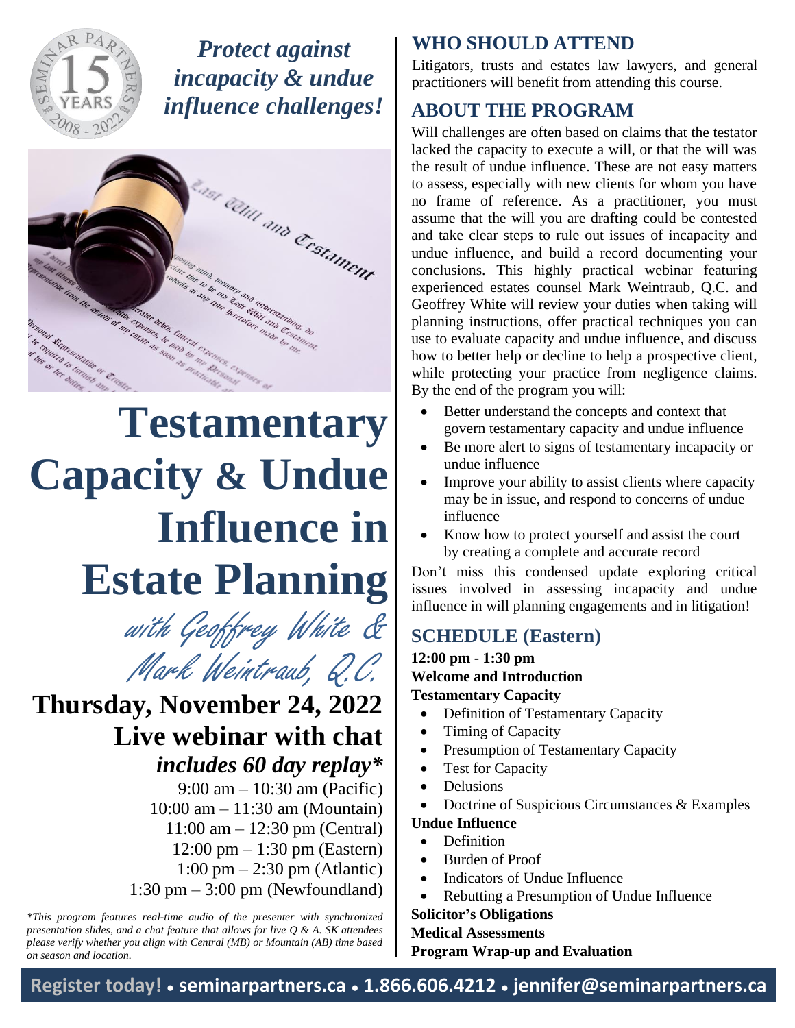*Protect against incapacity & undue influence challenges!*

# Testamentary Capacity & Undue Influence in Estate Planning

*with Geoffrey White & Mark Weintraub, Q.C.*

## Thursday, November 24, 2022

## Live webinar with chat

### *includes 60 day replay**

9:00 am – 10:30 am (Pacific)
10:00 am – 11:30 am (Mountain)
11:00 am – 12:30 pm (Central)
12:00 pm – 1:30 pm (Eastern)
1:00 pm – 2:30 pm (Atlantic)
1:30 pm – 3:00 pm (Newfoundland)

*\*This program features real-time audio of the presenter with synchronized presentation slides, and a chat feature that allows for live Q & A. SK attendees please verify whether you align with Central (MB) or Mountain (AB) time based on season and location.*

## WHO SHOULD ATTEND

Litigators, trusts and estates law lawyers, and general practitioners will benefit from attending this course.

## ABOUT THE PROGRAM

Will challenges are often based on claims that the testator lacked the capacity to execute a will, or that the will was the result of undue influence. These are not easy matters to assess, especially with new clients for whom you have no frame of reference. As a practitioner, you must assume that the will you are drafting could be contested and take clear steps to rule out issues of incapacity and undue influence, and build a record documenting your conclusions. This highly practical webinar featuring experienced estates counsel Mark Weintraub, Q.C. and Geoffrey White will review your duties when taking will planning instructions, offer practical techniques you can use to evaluate capacity and undue influence, and discuss how to better help or decline to help a prospective client, while protecting your practice from negligence claims. By the end of the program you will:

- Better understand the concepts and context that govern testamentary capacity and undue influence
- Be more alert to signs of testamentary incapacity or undue influence
- Improve your ability to assist clients where capacity may be in issue, and respond to concerns of undue influence
- Know how to protect yourself and assist the court by creating a complete and accurate record

Don't miss this condensed update exploring critical issues involved in assessing incapacity and undue influence in will planning engagements and in litigation!

## SCHEDULE (Eastern)

**12:00 pm - 1:30 pm**

**Welcome and Introduction**

**Testamentary Capacity**

- Definition of Testamentary Capacity
- Timing of Capacity
- Presumption of Testamentary Capacity
- Test for Capacity
- Delusions
- Doctrine of Suspicious Circumstances & Examples

**Undue Influence**

- Definition
- Burden of Proof
- Indicators of Undue Influence
- Rebutting a Presumption of Undue Influence

**Solicitor's Obligations**

**Medical Assessments**

**Program Wrap-up and Evaluation**

**Register today! • seminarpartners.ca • 1.866.606.4212 • jennifer@seminarpartners.ca**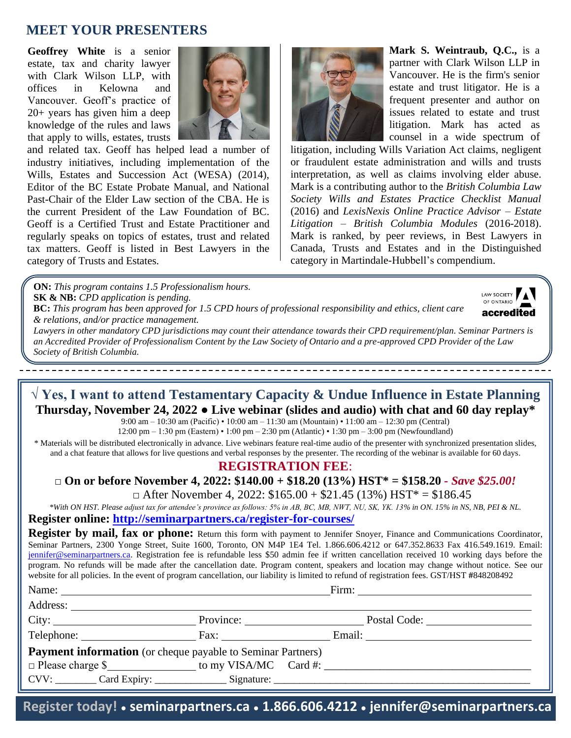## MEET YOUR PRESENTERS

**Geoffrey White** is a senior estate, tax and charity lawyer with Clark Wilson LLP, with offices in Kelowna and Vancouver. Geoff's practice of 20+ years has given him a deep knowledge of the rules and laws that apply to wills, estates, trusts and related tax. Geoff has helped lead a number of industry initiatives, including implementation of the Wills, Estates and Succession Act (WESA) (2014), Editor of the BC Estate Probate Manual, and National Past-Chair of the Elder Law section of the CBA. He is the current President of the Law Foundation of BC. Geoff is a Certified Trust and Estate Practitioner and regularly speaks on topics of estates, trust and related tax matters. Geoff is listed in Best Lawyers in the category of Trusts and Estates.

**Mark S. Weintraub, Q.C.,** is a partner with Clark Wilson LLP in Vancouver. He is the firm's senior estate and trust litigator. He is a frequent presenter and author on issues related to estate and trust litigation. Mark has acted as counsel in a wide spectrum of litigation, including Wills Variation Act claims, negligent or fraudulent estate administration and wills and trusts interpretation, as well as claims involving elder abuse. Mark is a contributing author to the *British Columbia Law Society Wills and Estates Practice Checklist Manual* (2016) and *LexisNexis Online Practice Advisor – Estate Litigation – British Columbia Modules* (2016-2018). Mark is ranked, by peer reviews, in Best Lawyers in Canada, Trusts and Estates and in the Distinguished category in Martindale-Hubbell's compendium.

**ON:** *This program contains 1.5 Professionalism hours.*
**SK & NB:** *CPD application is pending.*
**BC:** *This program has been approved for 1.5 CPD hours of professional responsibility and ethics, client care & relations, and/or practice management.*
*Lawyers in other mandatory CPD jurisdictions may count their attendance towards their CPD requirement/plan. Seminar Partners is an Accredited Provider of Professionalism Content by the Law Society of Ontario and a pre-approved CPD Provider of the Law Society of British Columbia.*

LAW SOCIETY OF ONTARIO accredited

## √ Yes, I want to attend Testamentary Capacity & Undue Influence in Estate Planning

**Thursday, November 24, 2022 ● Live webinar (slides and audio) with chat and 60 day replay***

9:00 am – 10:30 am (Pacific) • 10:00 am – 11:30 am (Mountain) • 11:00 am – 12:30 pm (Central)
12:00 pm – 1:30 pm (Eastern) • 1:00 pm – 2:30 pm (Atlantic) • 1:30 pm – 3:00 pm (Newfoundland)

\* Materials will be distributed electronically in advance. Live webinars feature real-time audio of the presenter with synchronized presentation slides, and a chat feature that allows for live questions and verbal responses by the presenter. The recording of the webinar is available for 60 days.

### REGISTRATION FEE:

□ **On or before November 4, 2022: $140.00 + $18.20 (13%) HST* = $158.20** - ***Save $25.00!***

□ After November 4, 2022: $165.00 + $21.45 (13%) HST* = $186.45

*\*With ON HST. Please adjust tax for attendee's province as follows: 5% in AB, BC, MB, NWT, NU, SK, YK. 13% in ON. 15% in NS, NB, PEI & NL.*

**Register online: http://seminarpartners.ca/register-for-courses/**

**Register by mail, fax or phone:** Return this form with payment to Jennifer Snoyer, Finance and Communications Coordinator, Seminar Partners, 2300 Yonge Street, Suite 1600, Toronto, ON M4P 1E4 Tel. 1.866.606.4212 or 647.352.8633 Fax 416.549.1619. Email: jennifer@seminarpartners.ca. Registration fee is refundable less $50 admin fee if written cancellation received 10 working days before the program. No refunds will be made after the cancellation date. Program content, speakers and location may change without notice. See our website for all policies. In the event of program cancellation, our liability is limited to refund of registration fees. GST/HST #848208492

Name: ______________________ Firm: ______________________

Address: ______________________

City: ____________ Province: ____________ Postal Code: ____________

Telephone: ____________ Fax: ____________ Email: ____________

**Payment information** (or cheque payable to Seminar Partners)

□ Please charge $____________ to my VISA/MC Card #: ______________________

CVV: ________ Card Expiry: ____________ Signature: ______________________

**Register today! • seminarpartners.ca • 1.866.606.4212 • jennifer@seminarpartners.ca**